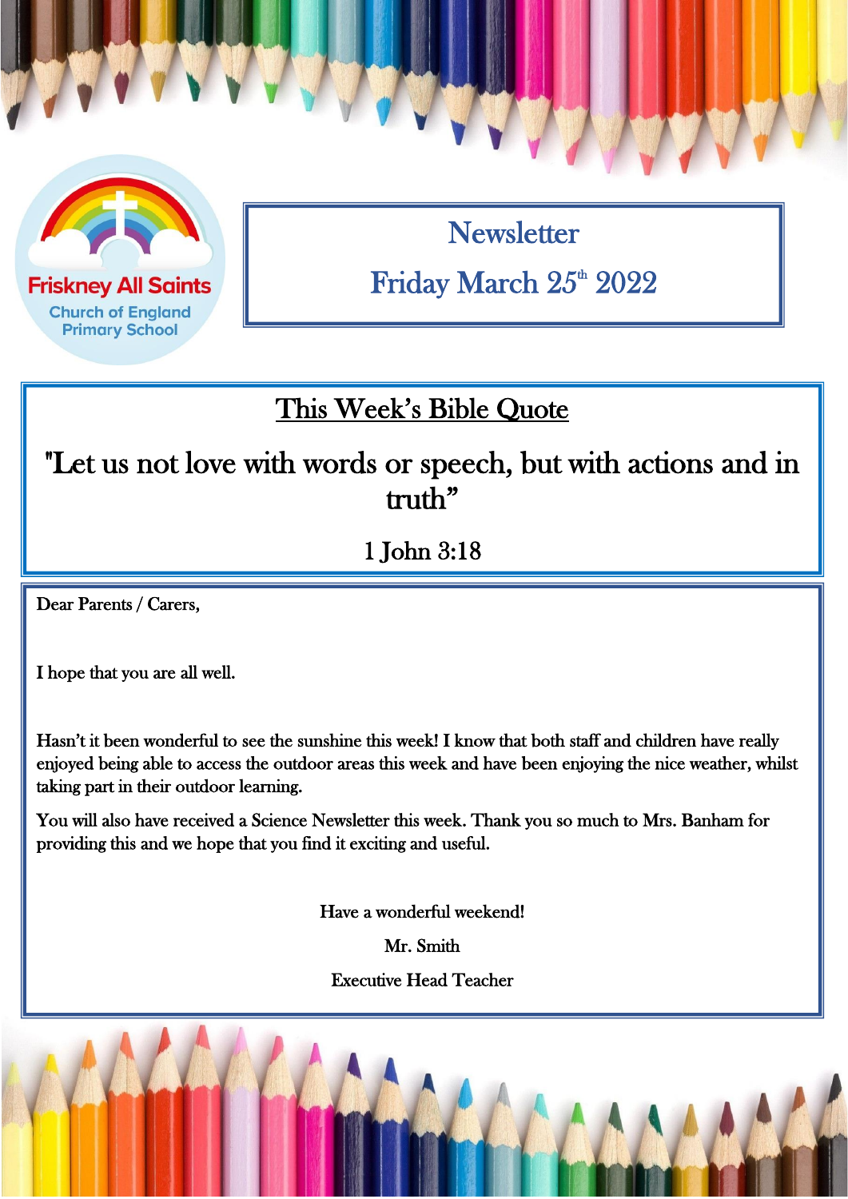Friskney All Saints Church of England Primary School

# Newsletter

## Friday March 25th 2022

## This Week's Bible Quote

"Let us not love with words or speech, but with actions and in truth"

1 John 3:18

Dear Parents / Carers,

I hope that you are all well.

Hasn't it been wonderful to see the sunshine this week! I know that both staff and children have really enjoyed being able to access the outdoor areas this week and have been enjoying the nice weather, whilst taking part in their outdoor learning.

You will also have received a Science Newsletter this week. Thank you so much to Mrs. Banham for providing this and we hope that you find it exciting and useful.

Have a wonderful weekend!

Mr. Smith

Executive Head Teacher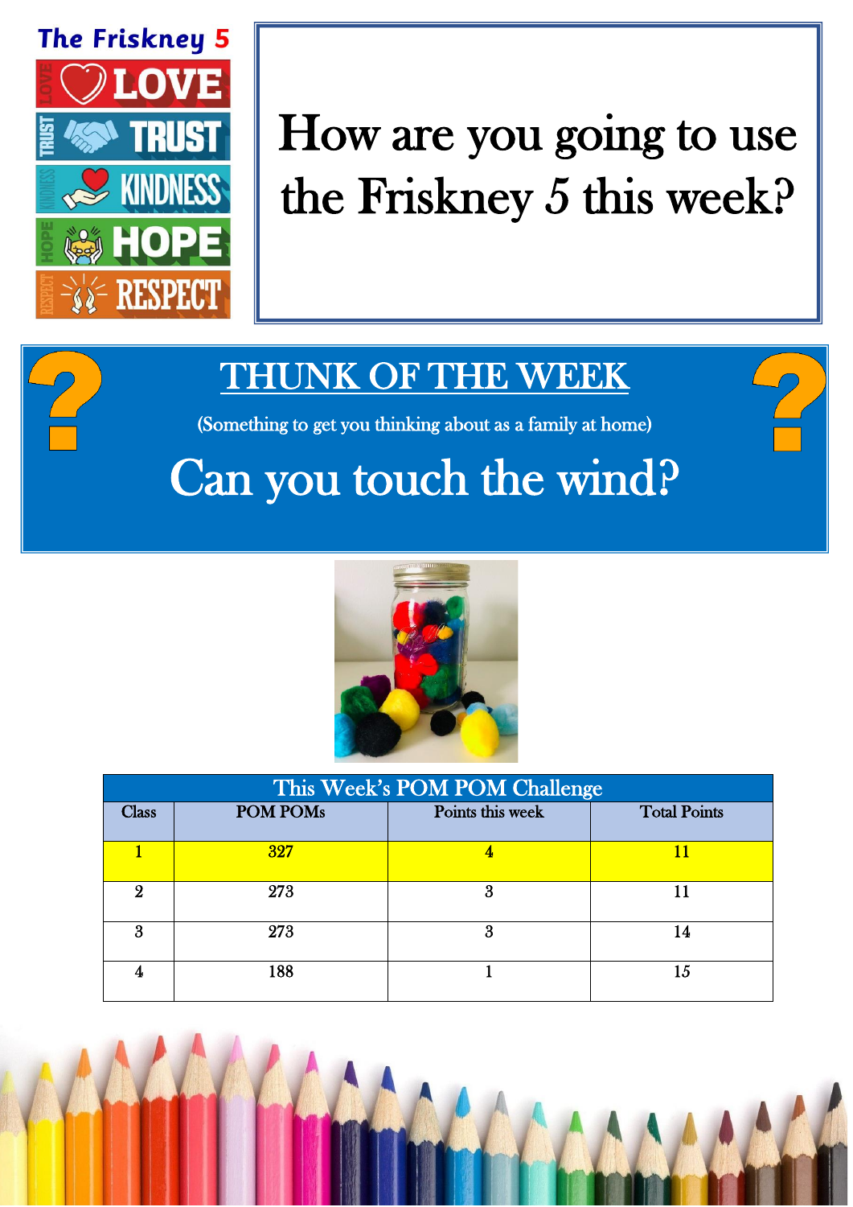## The Friskney 5

- LOVE
- TRUST
- KINDNESS
- HOPE
- RESPECT

# How are you going to use the Friskney 5 this week?

## THUNK OF THE WEEK

(Something to get you thinking about as a family at home)

# Can you touch the wind?

| This Week's POM POM Challenge | | | |
|---|---|---|---|
| Class | POM POMs | Points this week | Total Points |
| 1 | 327 | 4 | 11 |
| 2 | 273 | 3 | 11 |
| 3 | 273 | 3 | 14 |
| 4 | 188 | 1 | 15 |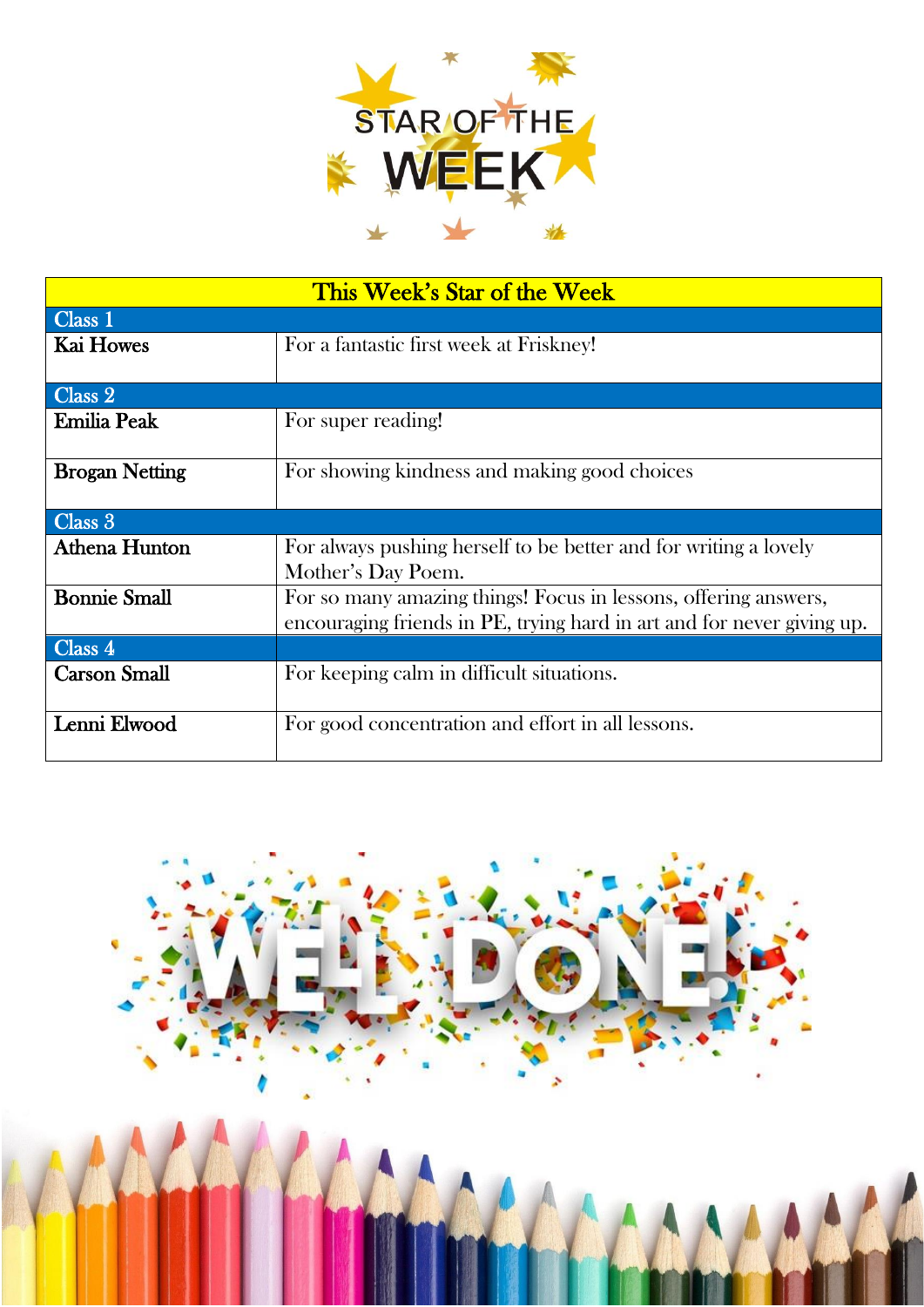# STAR OF THE WEEK

| This Week's Star of the Week | |
|---|---|
| **Class 1** | |
| **Kai Howes** | For a fantastic first week at Friskney! |
| **Class 2** | |
| **Emilia Peak** | For super reading! |
| **Brogan Netting** | For showing kindness and making good choices |
| **Class 3** | |
| **Athena Hunton** | For always pushing herself to be better and for writing a lovely Mother's Day Poem. |
| **Bonnie Small** | For so many amazing things! Focus in lessons, offering answers, encouraging friends in PE, trying hard in art and for never giving up. |
| **Class 4** | |
| **Carson Small** | For keeping calm in difficult situations. |
| **Lenni Elwood** | For good concentration and effort in all lessons. |

WELL DONE!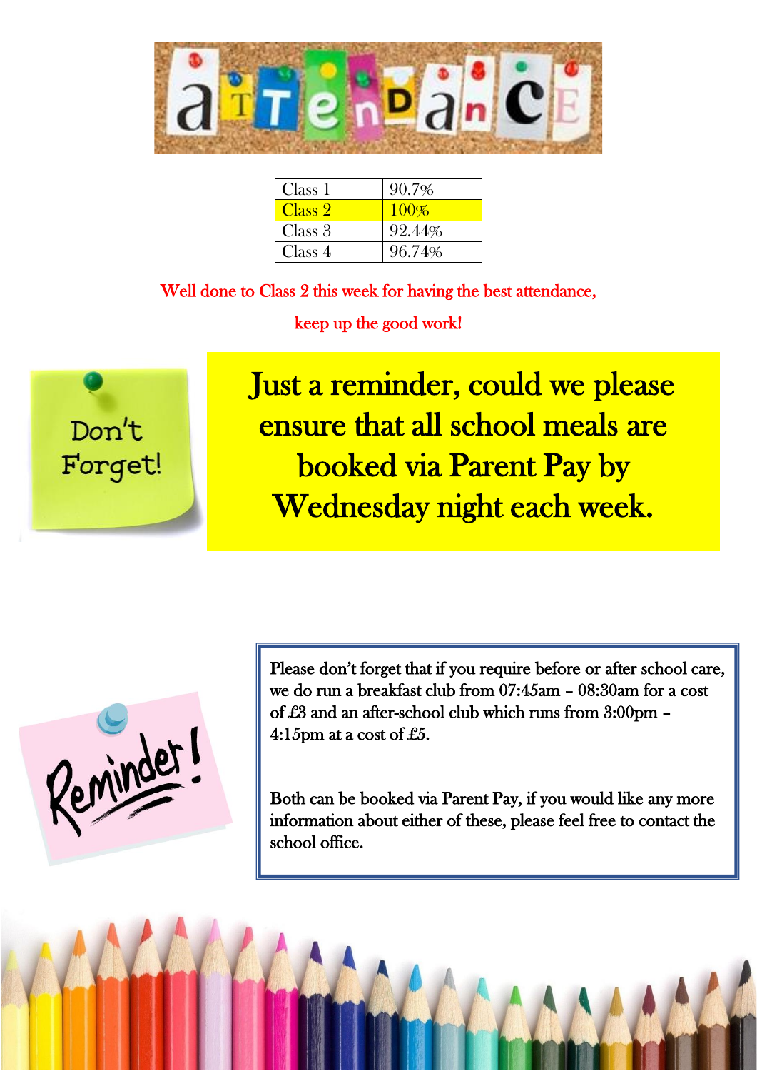# Attendance

| Class | Attendance |
|---|---|
| Class 1 | 90.7% |
| Class 2 | 100% |
| Class 3 | 92.44% |
| Class 4 | 96.74% |

Well done to Class 2 this week for having the best attendance, keep up the good work!

Don't Forget!

**Just a reminder, could we please ensure that all school meals are booked via Parent Pay by Wednesday night each week.**

Reminder!

Please don't forget that if you require before or after school care, we do run a breakfast club from 07:45am – 08:30am for a cost of £3 and an after-school club which runs from 3:00pm – 4:15pm at a cost of £5.

Both can be booked via Parent Pay, if you would like any more information about either of these, please feel free to contact the school office.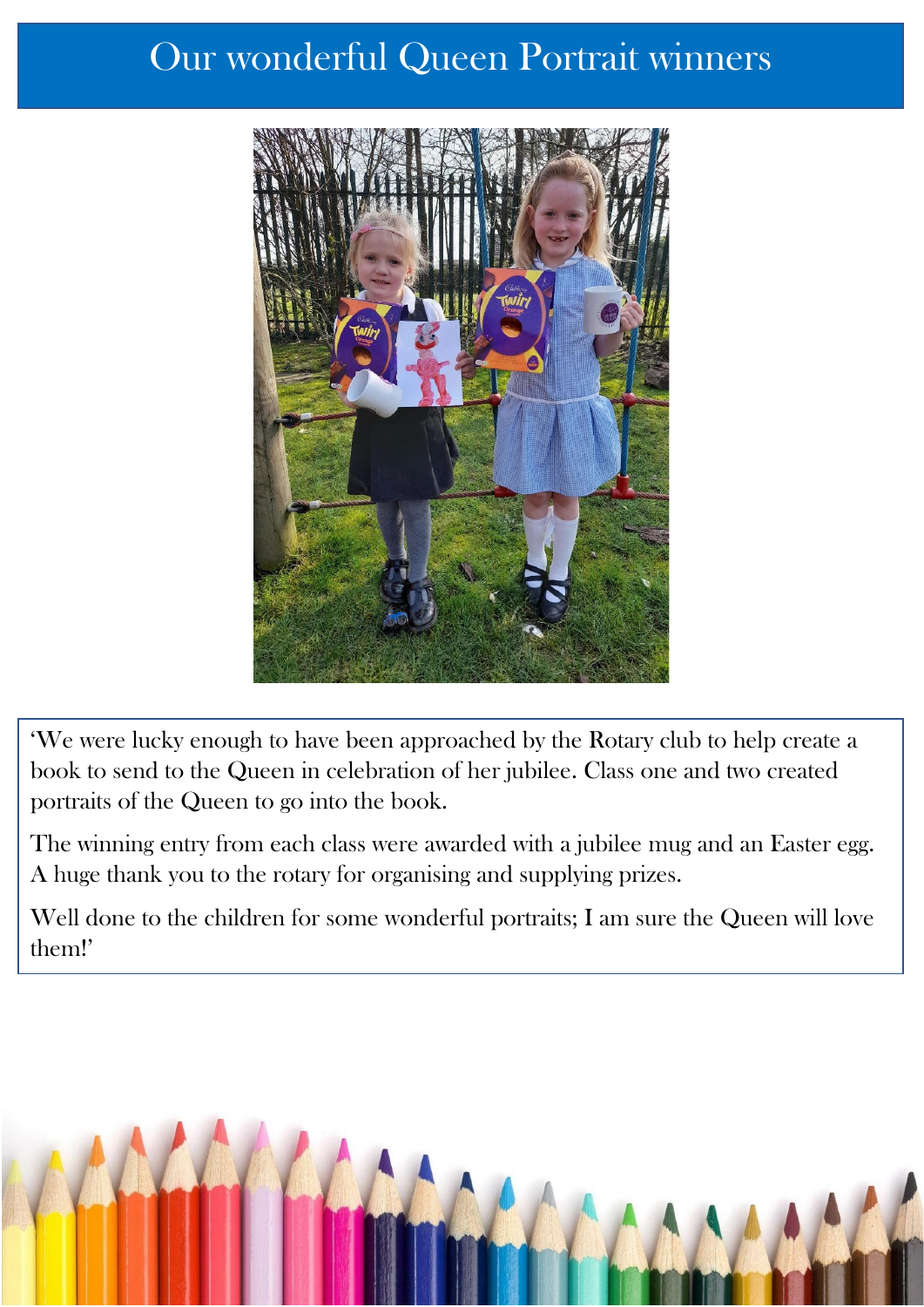# Our wonderful Queen Portrait winners

'We were lucky enough to have been approached by the Rotary club to help create a book to send to the Queen in celebration of her jubilee. Class one and two created portraits of the Queen to go into the book.

The winning entry from each class were awarded with a jubilee mug and an Easter egg. A huge thank you to the rotary for organising and supplying prizes.

Well done to the children for some wonderful portraits; I am sure the Queen will love them!'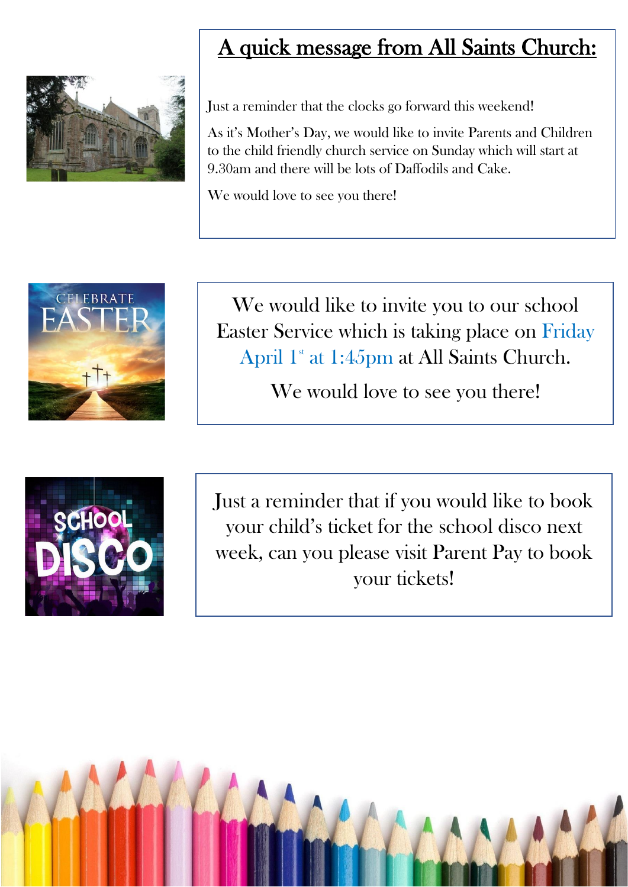# A quick message from All Saints Church:

Just a reminder that the clocks go forward this weekend!

As it's Mother's Day, we would like to invite Parents and Children to the child friendly church service on Sunday which will start at 9.30am and there will be lots of Daffodils and Cake.

We would love to see you there!

We would like to invite you to our school Easter Service which is taking place on Friday April 1st at 1:45pm at All Saints Church.

We would love to see you there!

Just a reminder that if you would like to book your child's ticket for the school disco next week, can you please visit Parent Pay to book your tickets!